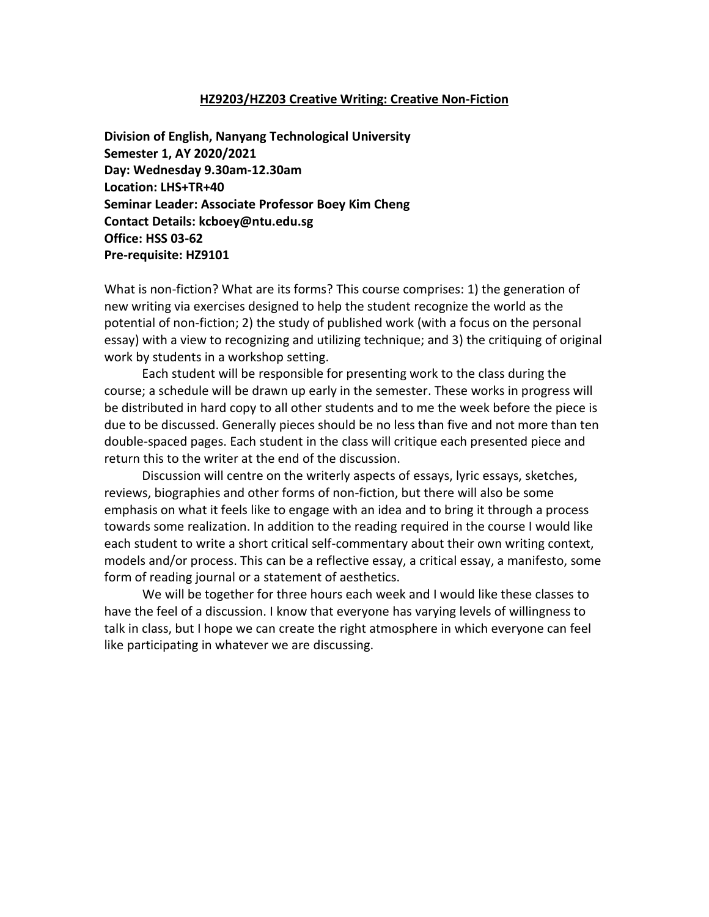# HZ9203/HZ203 Creative Writing: Creative Non-Fiction

**Division of English, Nanyang Technological University**
**Semester 1, AY 2020/2021**
**Day: Wednesday 9.30am-12.30am**
**Location: LHS+TR+40**
**Seminar Leader: Associate Professor Boey Kim Cheng**
**Contact Details: kcboey@ntu.edu.sg**
**Office: HSS 03-62**
**Pre-requisite: HZ9101**

What is non-fiction? What are its forms? This course comprises: 1) the generation of new writing via exercises designed to help the student recognize the world as the potential of non-fiction; 2) the study of published work (with a focus on the personal essay) with a view to recognizing and utilizing technique; and 3) the critiquing of original work by students in a workshop setting.

Each student will be responsible for presenting work to the class during the course; a schedule will be drawn up early in the semester. These works in progress will be distributed in hard copy to all other students and to me the week before the piece is due to be discussed. Generally pieces should be no less than five and not more than ten double-spaced pages. Each student in the class will critique each presented piece and return this to the writer at the end of the discussion.

Discussion will centre on the writerly aspects of essays, lyric essays, sketches, reviews, biographies and other forms of non-fiction, but there will also be some emphasis on what it feels like to engage with an idea and to bring it through a process towards some realization. In addition to the reading required in the course I would like each student to write a short critical self-commentary about their own writing context, models and/or process. This can be a reflective essay, a critical essay, a manifesto, some form of reading journal or a statement of aesthetics.

We will be together for three hours each week and I would like these classes to have the feel of a discussion. I know that everyone has varying levels of willingness to talk in class, but I hope we can create the right atmosphere in which everyone can feel like participating in whatever we are discussing.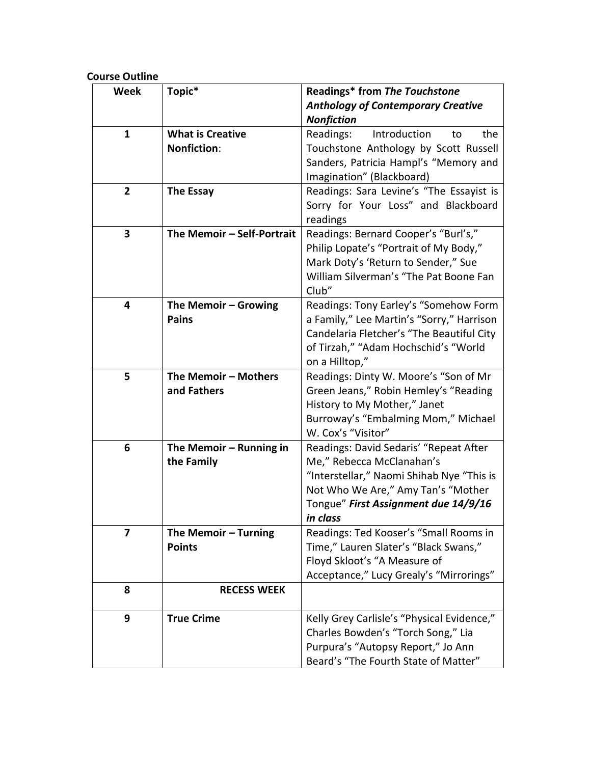**Course Outline**

| Week | Topic* | Readings* from ***The Touchstone Anthology of Contemporary Creative Nonfiction*** |
|---|---|---|
| 1 | **What is Creative Nonfiction**: | Readings: Introduction to the Touchstone Anthology by Scott Russell Sanders, Patricia Hampl's "Memory and Imagination" (Blackboard) |
| 2 | **The Essay** | Readings: Sara Levine's "The Essayist is Sorry for Your Loss" and Blackboard readings |
| 3 | **The Memoir – Self-Portrait** | Readings: Bernard Cooper's "Burl's," Philip Lopate's "Portrait of My Body," Mark Doty's 'Return to Sender," Sue William Silverman's "The Pat Boone Fan Club" |
| 4 | **The Memoir – Growing Pains** | Readings: Tony Earley's "Somehow Form a Family," Lee Martin's "Sorry," Harrison Candelaria Fletcher's "The Beautiful City of Tirzah," "Adam Hochschid's "World on a Hilltop," |
| 5 | **The Memoir – Mothers and Fathers** | Readings: Dinty W. Moore's "Son of Mr Green Jeans," Robin Hemley's "Reading History to My Mother," Janet Burroway's "Embalming Mom," Michael W. Cox's "Visitor" |
| 6 | **The Memoir – Running in the Family** | Readings: David Sedaris' "Repeat After Me," Rebecca McClanahan's "Interstellar," Naomi Shihab Nye "This is Not Who We Are," Amy Tan's "Mother Tongue" ***First Assignment due 14/9/16 in class*** |
| 7 | **The Memoir – Turning Points** | Readings: Ted Kooser's "Small Rooms in Time," Lauren Slater's "Black Swans," Floyd Skloot's "A Measure of Acceptance," Lucy Grealy's "Mirrorings" |
| 8 | **RECESS WEEK** | |
| 9 | **True Crime** | Kelly Grey Carlisle's "Physical Evidence," Charles Bowden's "Torch Song," Lia Purpura's "Autopsy Report," Jo Ann Beard's "The Fourth State of Matter" |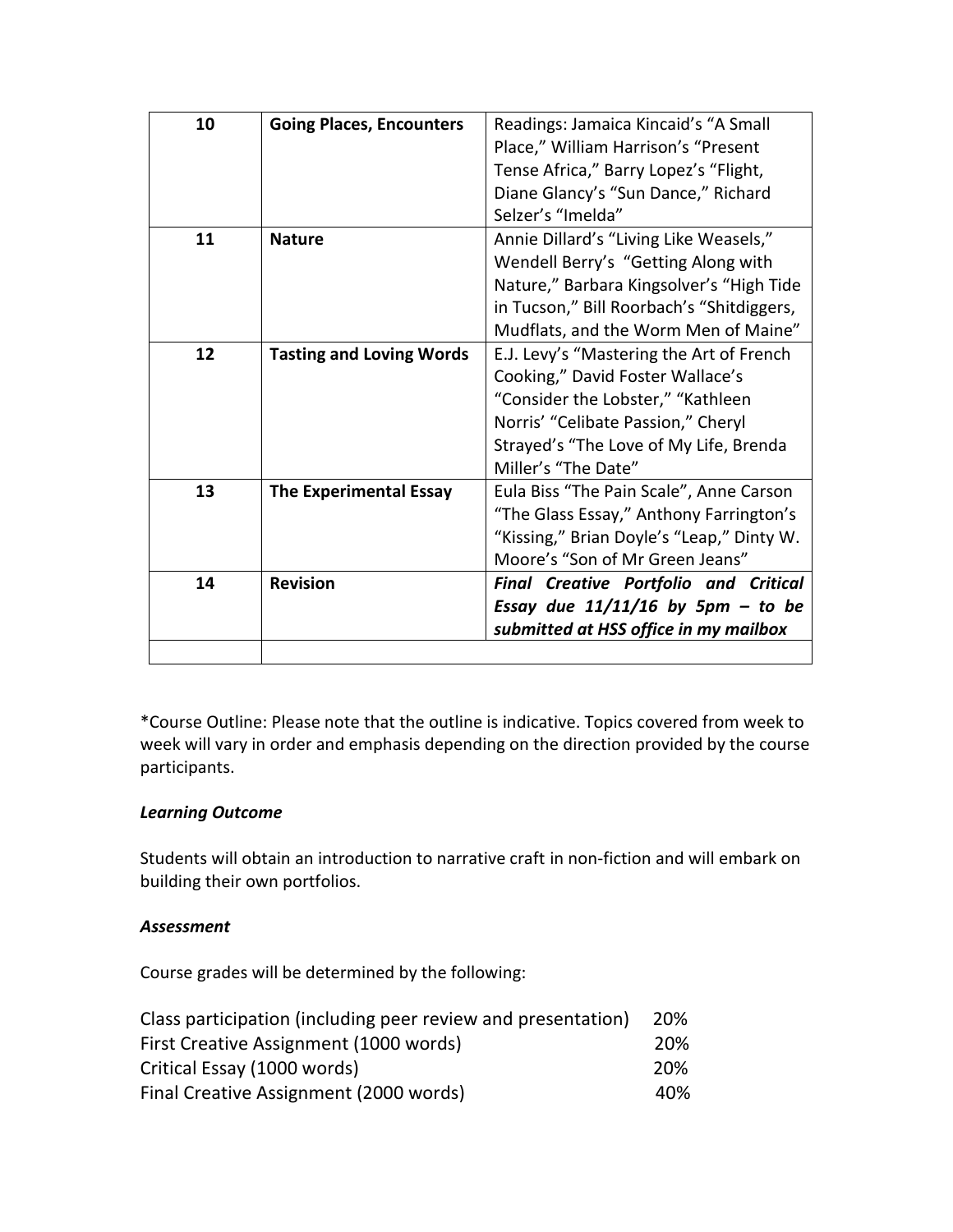| 10 | **Going Places, Encounters** | Readings: Jamaica Kincaid's "A Small Place," William Harrison's "Present Tense Africa," Barry Lopez's "Flight, Diane Glancy's "Sun Dance," Richard Selzer's "Imelda" |
|---|---|---|
| 11 | **Nature** | Annie Dillard's "Living Like Weasels," Wendell Berry's "Getting Along with Nature," Barbara Kingsolver's "High Tide in Tucson," Bill Roorbach's "Shitdiggers, Mudflats, and the Worm Men of Maine" |
| 12 | **Tasting and Loving Words** | E.J. Levy's "Mastering the Art of French Cooking," David Foster Wallace's "Consider the Lobster," "Kathleen Norris' "Celibate Passion," Cheryl Strayed's "The Love of My Life, Brenda Miller's "The Date" |
| 13 | **The Experimental Essay** | Eula Biss "The Pain Scale", Anne Carson "The Glass Essay," Anthony Farrington's "Kissing," Brian Doyle's "Leap," Dinty W. Moore's "Son of Mr Green Jeans" |
| 14 | **Revision** | ***Final Creative Portfolio and Critical Essay due 11/11/16 by 5pm – to be submitted at HSS office in my mailbox*** |
| | | |

*Course Outline: Please note that the outline is indicative. Topics covered from week to week will vary in order and emphasis depending on the direction provided by the course participants.

### *Learning Outcome*

Students will obtain an introduction to narrative craft in non-fiction and will embark on building their own portfolios.

### *Assessment*

Course grades will be determined by the following:

| | |
|---|---|
| Class participation (including peer review and presentation) | 20% |
| First Creative Assignment (1000 words) | 20% |
| Critical Essay (1000 words) | 20% |
| Final Creative Assignment (2000 words) | 40% |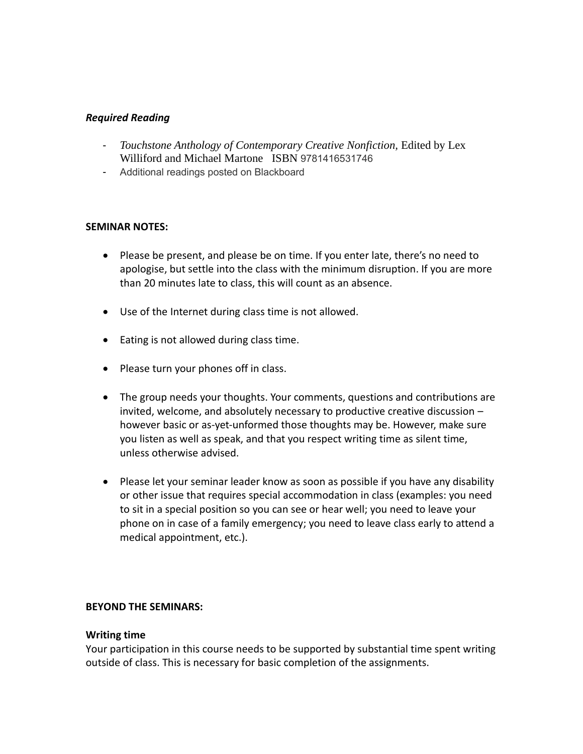***Required Reading***

- *Touchstone Anthology of Contemporary Creative Nonfiction,* Edited by Lex Williford and Michael Martone ISBN 9781416531746
- Additional readings posted on Blackboard

**SEMINAR NOTES:**

- Please be present, and please be on time. If you enter late, there's no need to apologise, but settle into the class with the minimum disruption. If you are more than 20 minutes late to class, this will count as an absence.
- Use of the Internet during class time is not allowed.
- Eating is not allowed during class time.
- Please turn your phones off in class.
- The group needs your thoughts. Your comments, questions and contributions are invited, welcome, and absolutely necessary to productive creative discussion – however basic or as-yet-unformed those thoughts may be. However, make sure you listen as well as speak, and that you respect writing time as silent time, unless otherwise advised.
- Please let your seminar leader know as soon as possible if you have any disability or other issue that requires special accommodation in class (examples: you need to sit in a special position so you can see or hear well; you need to leave your phone on in case of a family emergency; you need to leave class early to attend a medical appointment, etc.).

**BEYOND THE SEMINARS:**

**Writing time**

Your participation in this course needs to be supported by substantial time spent writing outside of class. This is necessary for basic completion of the assignments.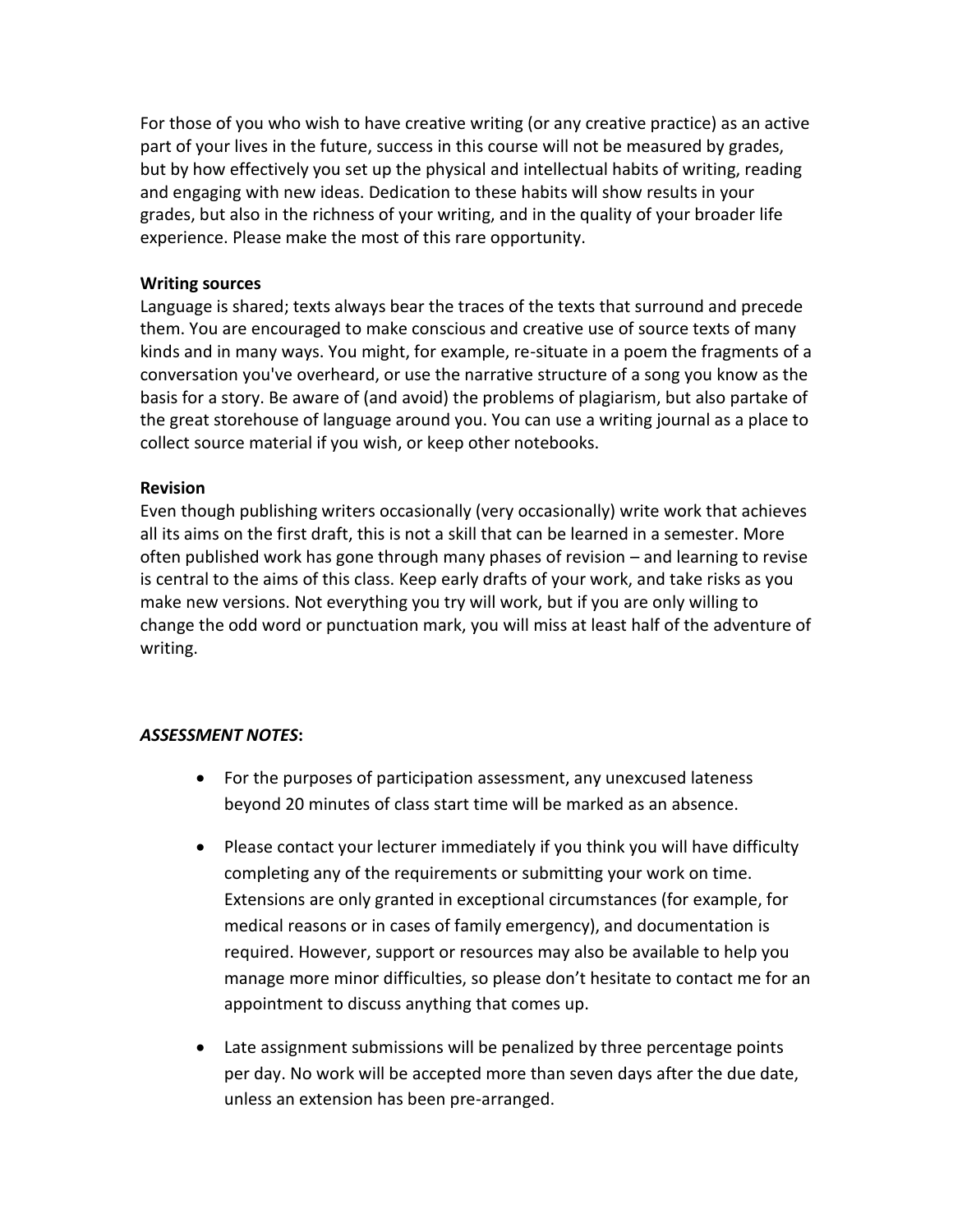For those of you who wish to have creative writing (or any creative practice) as an active part of your lives in the future, success in this course will not be measured by grades, but by how effectively you set up the physical and intellectual habits of writing, reading and engaging with new ideas. Dedication to these habits will show results in your grades, but also in the richness of your writing, and in the quality of your broader life experience. Please make the most of this rare opportunity.

**Writing sources**
Language is shared; texts always bear the traces of the texts that surround and precede them. You are encouraged to make conscious and creative use of source texts of many kinds and in many ways. You might, for example, re-situate in a poem the fragments of a conversation you've overheard, or use the narrative structure of a song you know as the basis for a story. Be aware of (and avoid) the problems of plagiarism, but also partake of the great storehouse of language around you. You can use a writing journal as a place to collect source material if you wish, or keep other notebooks.

**Revision**
Even though publishing writers occasionally (very occasionally) write work that achieves all its aims on the first draft, this is not a skill that can be learned in a semester. More often published work has gone through many phases of revision – and learning to revise is central to the aims of this class. Keep early drafts of your work, and take risks as you make new versions. Not everything you try will work, but if you are only willing to change the odd word or punctuation mark, you will miss at least half of the adventure of writing.

***ASSESSMENT NOTES*:**

- For the purposes of participation assessment, any unexcused lateness beyond 20 minutes of class start time will be marked as an absence.

- Please contact your lecturer immediately if you think you will have difficulty completing any of the requirements or submitting your work on time. Extensions are only granted in exceptional circumstances (for example, for medical reasons or in cases of family emergency), and documentation is required. However, support or resources may also be available to help you manage more minor difficulties, so please don't hesitate to contact me for an appointment to discuss anything that comes up.

- Late assignment submissions will be penalized by three percentage points per day. No work will be accepted more than seven days after the due date, unless an extension has been pre-arranged.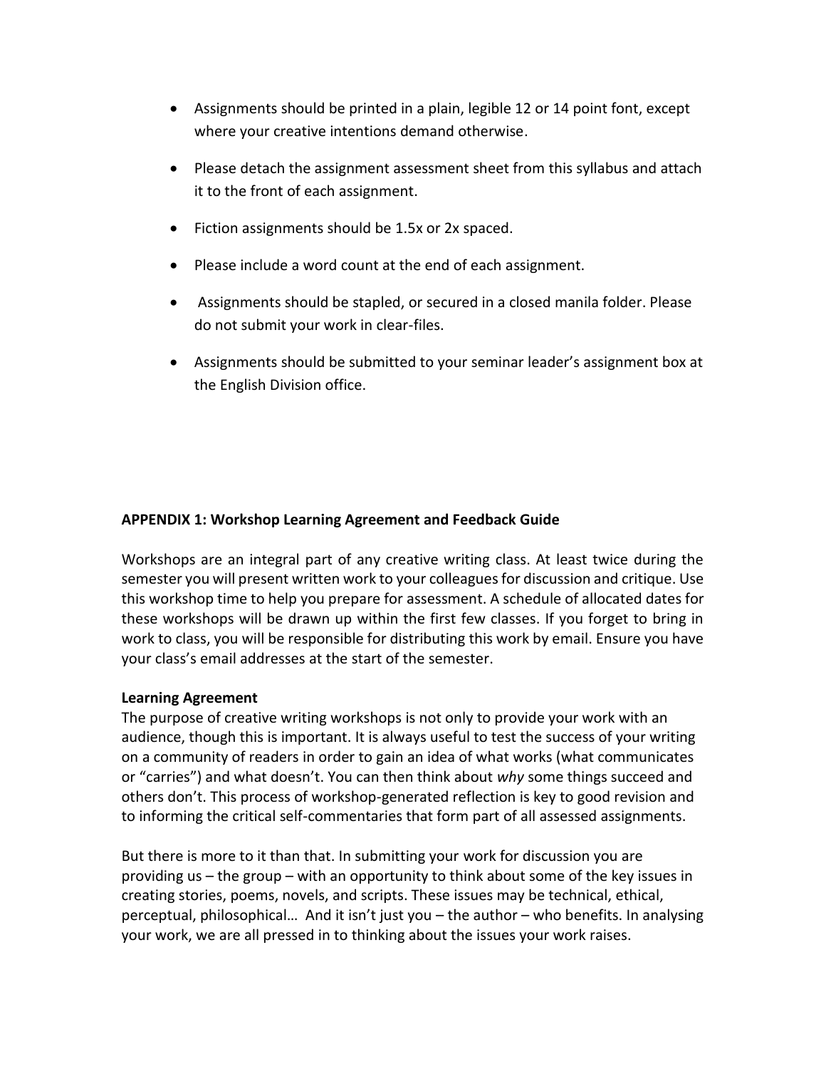- Assignments should be printed in a plain, legible 12 or 14 point font, except where your creative intentions demand otherwise.
- Please detach the assignment assessment sheet from this syllabus and attach it to the front of each assignment.
- Fiction assignments should be 1.5x or 2x spaced.
- Please include a word count at the end of each assignment.
- Assignments should be stapled, or secured in a closed manila folder. Please do not submit your work in clear-files.
- Assignments should be submitted to your seminar leader's assignment box at the English Division office.

## APPENDIX 1: Workshop Learning Agreement and Feedback Guide

Workshops are an integral part of any creative writing class. At least twice during the semester you will present written work to your colleagues for discussion and critique. Use this workshop time to help you prepare for assessment. A schedule of allocated dates for these workshops will be drawn up within the first few classes. If you forget to bring in work to class, you will be responsible for distributing this work by email. Ensure you have your class's email addresses at the start of the semester.

### Learning Agreement

The purpose of creative writing workshops is not only to provide your work with an audience, though this is important. It is always useful to test the success of your writing on a community of readers in order to gain an idea of what works (what communicates or "carries") and what doesn't. You can then think about *why* some things succeed and others don't. This process of workshop-generated reflection is key to good revision and to informing the critical self-commentaries that form part of all assessed assignments.

But there is more to it than that. In submitting your work for discussion you are providing us – the group – with an opportunity to think about some of the key issues in creating stories, poems, novels, and scripts. These issues may be technical, ethical, perceptual, philosophical… And it isn't just you – the author – who benefits. In analysing your work, we are all pressed in to thinking about the issues your work raises.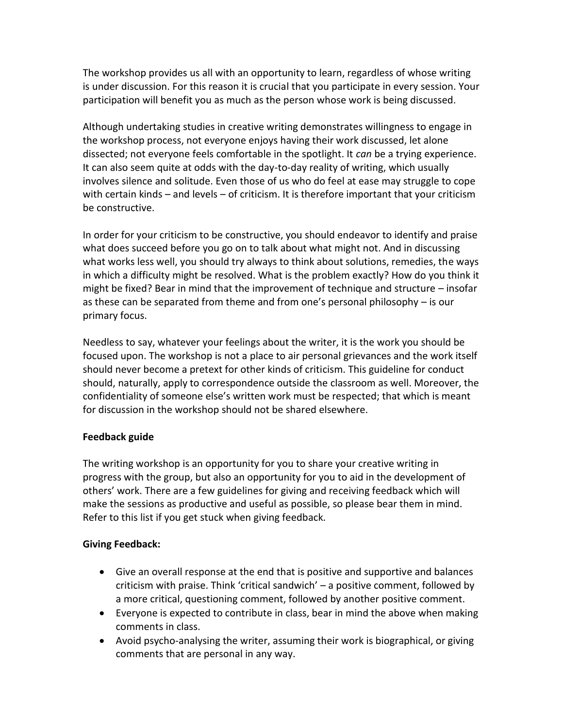The workshop provides us all with an opportunity to learn, regardless of whose writing is under discussion. For this reason it is crucial that you participate in every session. Your participation will benefit you as much as the person whose work is being discussed.

Although undertaking studies in creative writing demonstrates willingness to engage in the workshop process, not everyone enjoys having their work discussed, let alone dissected; not everyone feels comfortable in the spotlight. It *can* be a trying experience. It can also seem quite at odds with the day-to-day reality of writing, which usually involves silence and solitude. Even those of us who do feel at ease may struggle to cope with certain kinds – and levels – of criticism. It is therefore important that your criticism be constructive.

In order for your criticism to be constructive, you should endeavor to identify and praise what does succeed before you go on to talk about what might not. And in discussing what works less well, you should try always to think about solutions, remedies, the ways in which a difficulty might be resolved. What is the problem exactly? How do you think it might be fixed? Bear in mind that the improvement of technique and structure – insofar as these can be separated from theme and from one's personal philosophy – is our primary focus.

Needless to say, whatever your feelings about the writer, it is the work you should be focused upon. The workshop is not a place to air personal grievances and the work itself should never become a pretext for other kinds of criticism. This guideline for conduct should, naturally, apply to correspondence outside the classroom as well. Moreover, the confidentiality of someone else's written work must be respected; that which is meant for discussion in the workshop should not be shared elsewhere.

**Feedback guide**

The writing workshop is an opportunity for you to share your creative writing in progress with the group, but also an opportunity for you to aid in the development of others' work. There are a few guidelines for giving and receiving feedback which will make the sessions as productive and useful as possible, so please bear them in mind. Refer to this list if you get stuck when giving feedback.

**Giving Feedback:**

- Give an overall response at the end that is positive and supportive and balances criticism with praise. Think 'critical sandwich' – a positive comment, followed by a more critical, questioning comment, followed by another positive comment.
- Everyone is expected to contribute in class, bear in mind the above when making comments in class.
- Avoid psycho-analysing the writer, assuming their work is biographical, or giving comments that are personal in any way.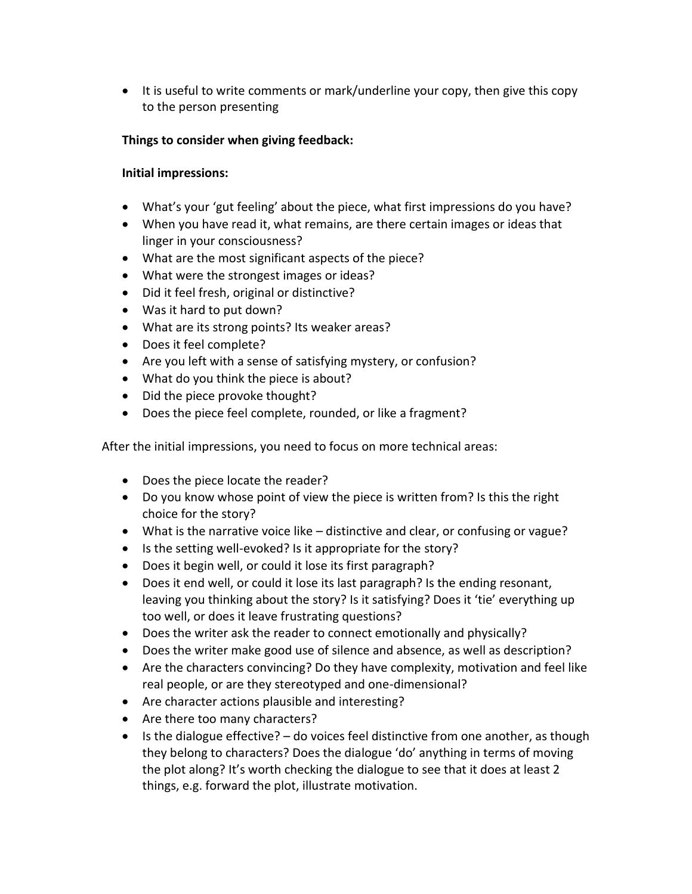- It is useful to write comments or mark/underline your copy, then give this copy to the person presenting

**Things to consider when giving feedback:**

**Initial impressions:**

- What's your 'gut feeling' about the piece, what first impressions do you have?
- When you have read it, what remains, are there certain images or ideas that linger in your consciousness?
- What are the most significant aspects of the piece?
- What were the strongest images or ideas?
- Did it feel fresh, original or distinctive?
- Was it hard to put down?
- What are its strong points? Its weaker areas?
- Does it feel complete?
- Are you left with a sense of satisfying mystery, or confusion?
- What do you think the piece is about?
- Did the piece provoke thought?
- Does the piece feel complete, rounded, or like a fragment?

After the initial impressions, you need to focus on more technical areas:

- Does the piece locate the reader?
- Do you know whose point of view the piece is written from? Is this the right choice for the story?
- What is the narrative voice like – distinctive and clear, or confusing or vague?
- Is the setting well-evoked? Is it appropriate for the story?
- Does it begin well, or could it lose its first paragraph?
- Does it end well, or could it lose its last paragraph? Is the ending resonant, leaving you thinking about the story? Is it satisfying? Does it 'tie' everything up too well, or does it leave frustrating questions?
- Does the writer ask the reader to connect emotionally and physically?
- Does the writer make good use of silence and absence, as well as description?
- Are the characters convincing? Do they have complexity, motivation and feel like real people, or are they stereotyped and one-dimensional?
- Are character actions plausible and interesting?
- Are there too many characters?
- Is the dialogue effective? – do voices feel distinctive from one another, as though they belong to characters? Does the dialogue 'do' anything in terms of moving the plot along? It's worth checking the dialogue to see that it does at least 2 things, e.g. forward the plot, illustrate motivation.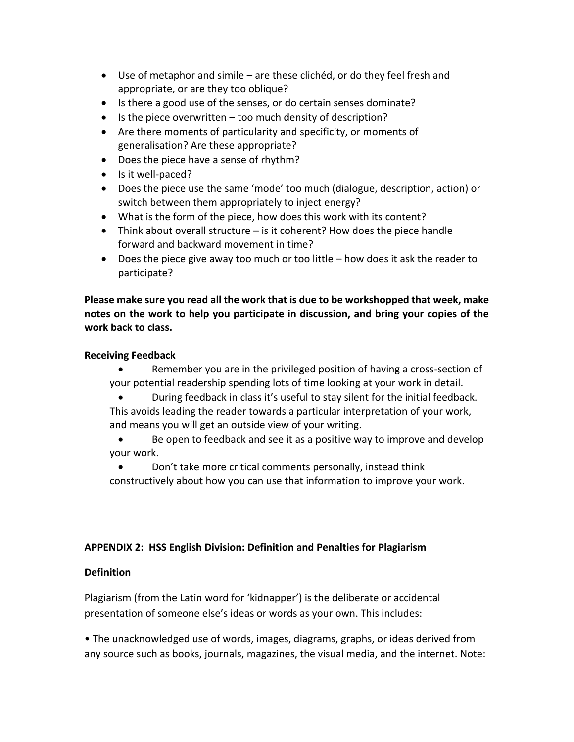- Use of metaphor and simile – are these clichéd, or do they feel fresh and appropriate, or are they too oblique?
- Is there a good use of the senses, or do certain senses dominate?
- Is the piece overwritten – too much density of description?
- Are there moments of particularity and specificity, or moments of generalisation? Are these appropriate?
- Does the piece have a sense of rhythm?
- Is it well-paced?
- Does the piece use the same 'mode' too much (dialogue, description, action) or switch between them appropriately to inject energy?
- What is the form of the piece, how does this work with its content?
- Think about overall structure – is it coherent? How does the piece handle forward and backward movement in time?
- Does the piece give away too much or too little – how does it ask the reader to participate?

**Please make sure you read all the work that is due to be workshopped that week, make notes on the work to help you participate in discussion, and bring your copies of the work back to class.**

**Receiving Feedback**

- Remember you are in the privileged position of having a cross-section of your potential readership spending lots of time looking at your work in detail.
- During feedback in class it's useful to stay silent for the initial feedback. This avoids leading the reader towards a particular interpretation of your work, and means you will get an outside view of your writing.
- Be open to feedback and see it as a positive way to improve and develop your work.
- Don't take more critical comments personally, instead think constructively about how you can use that information to improve your work.

**APPENDIX 2: HSS English Division: Definition and Penalties for Plagiarism**

**Definition**

Plagiarism (from the Latin word for 'kidnapper') is the deliberate or accidental presentation of someone else's ideas or words as your own. This includes:

• The unacknowledged use of words, images, diagrams, graphs, or ideas derived from any source such as books, journals, magazines, the visual media, and the internet. Note: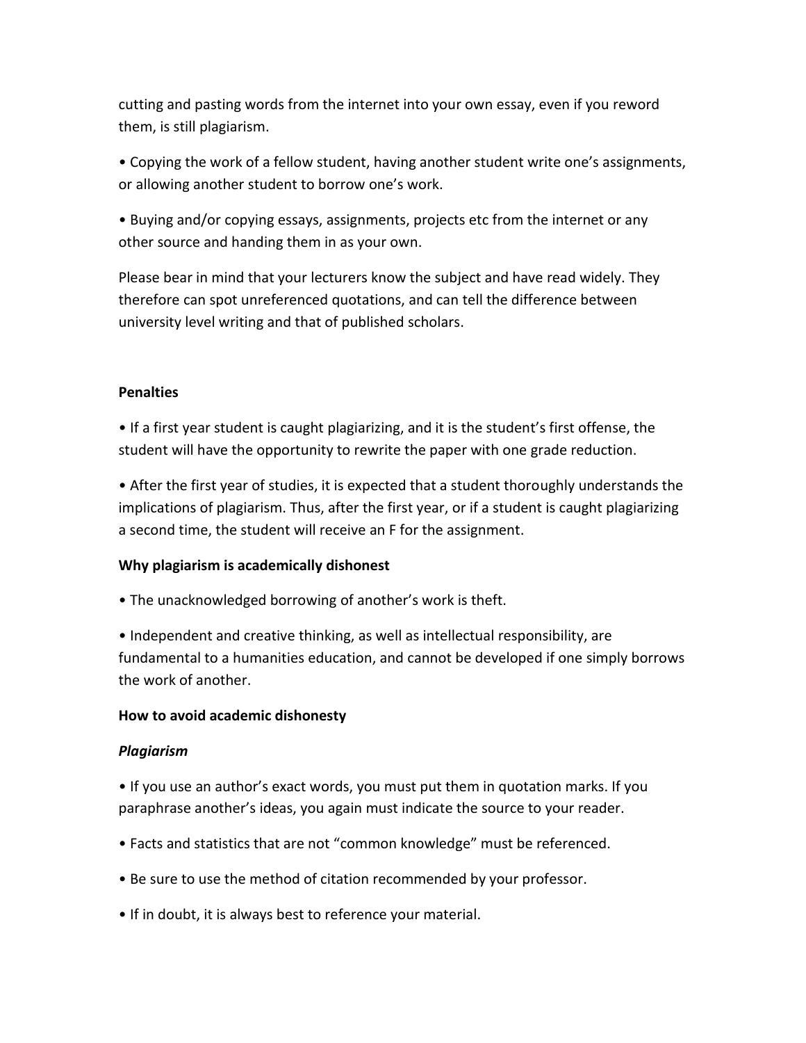cutting and pasting words from the internet into your own essay, even if you reword them, is still plagiarism.

- Copying the work of a fellow student, having another student write one's assignments, or allowing another student to borrow one's work.
- Buying and/or copying essays, assignments, projects etc from the internet or any other source and handing them in as your own.

Please bear in mind that your lecturers know the subject and have read widely. They therefore can spot unreferenced quotations, and can tell the difference between university level writing and that of published scholars.

**Penalties**

- If a first year student is caught plagiarizing, and it is the student's first offense, the student will have the opportunity to rewrite the paper with one grade reduction.
- After the first year of studies, it is expected that a student thoroughly understands the implications of plagiarism. Thus, after the first year, or if a student is caught plagiarizing a second time, the student will receive an F for the assignment.

**Why plagiarism is academically dishonest**

- The unacknowledged borrowing of another's work is theft.
- Independent and creative thinking, as well as intellectual responsibility, are fundamental to a humanities education, and cannot be developed if one simply borrows the work of another.

**How to avoid academic dishonesty**

***Plagiarism***

- If you use an author's exact words, you must put them in quotation marks. If you paraphrase another's ideas, you again must indicate the source to your reader.
- Facts and statistics that are not "common knowledge" must be referenced.
- Be sure to use the method of citation recommended by your professor.
- If in doubt, it is always best to reference your material.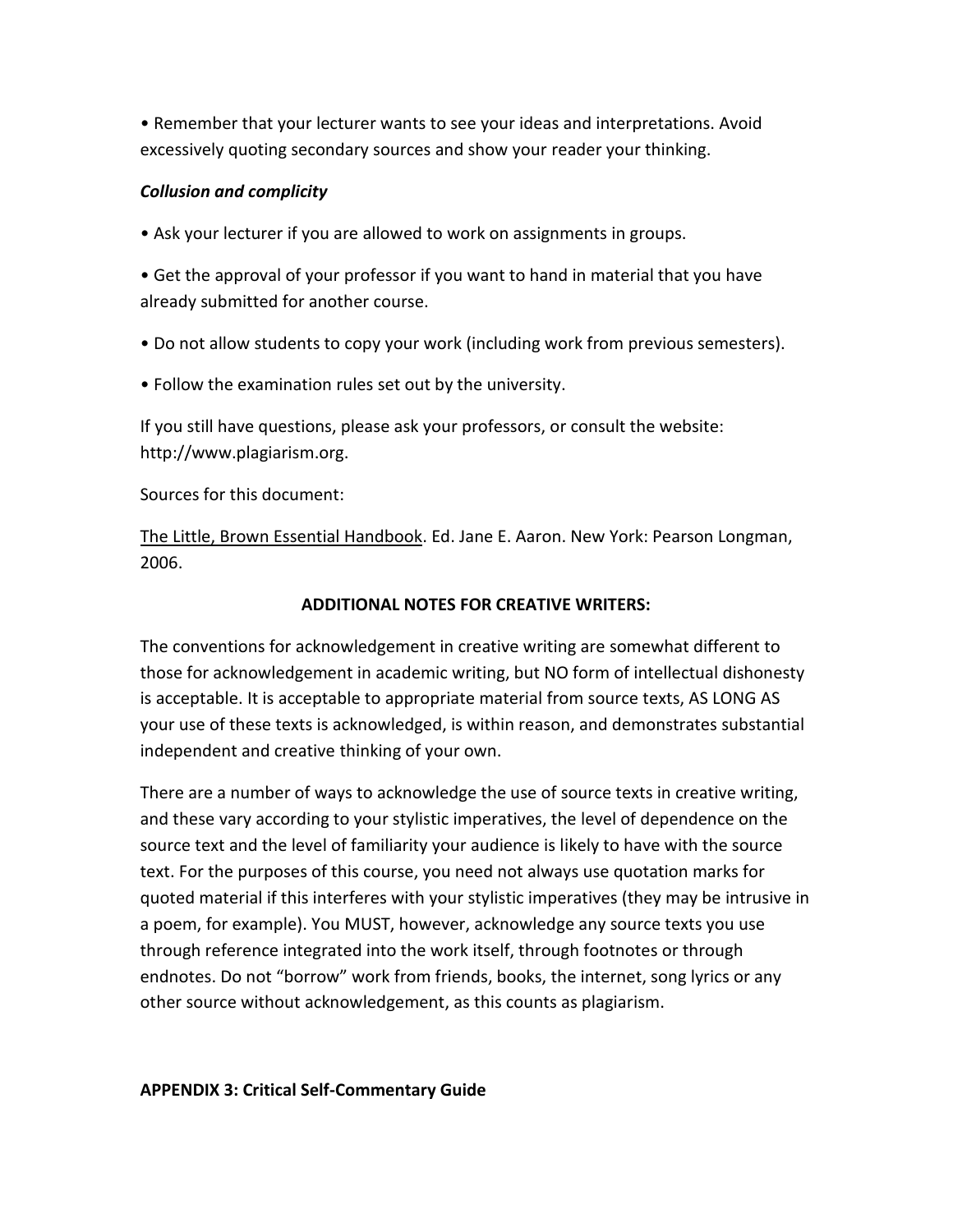• Remember that your lecturer wants to see your ideas and interpretations. Avoid excessively quoting secondary sources and show your reader your thinking.

***Collusion and complicity***

• Ask your lecturer if you are allowed to work on assignments in groups.

• Get the approval of your professor if you want to hand in material that you have already submitted for another course.

• Do not allow students to copy your work (including work from previous semesters).

• Follow the examination rules set out by the university.

If you still have questions, please ask your professors, or consult the website: http://www.plagiarism.org.

Sources for this document:

<u>The Little, Brown Essential Handbook</u>. Ed. Jane E. Aaron. New York: Pearson Longman, 2006.

**ADDITIONAL NOTES FOR CREATIVE WRITERS:**

The conventions for acknowledgement in creative writing are somewhat different to those for acknowledgement in academic writing, but NO form of intellectual dishonesty is acceptable. It is acceptable to appropriate material from source texts, AS LONG AS your use of these texts is acknowledged, is within reason, and demonstrates substantial independent and creative thinking of your own.

There are a number of ways to acknowledge the use of source texts in creative writing, and these vary according to your stylistic imperatives, the level of dependence on the source text and the level of familiarity your audience is likely to have with the source text. For the purposes of this course, you need not always use quotation marks for quoted material if this interferes with your stylistic imperatives (they may be intrusive in a poem, for example). You MUST, however, acknowledge any source texts you use through reference integrated into the work itself, through footnotes or through endnotes. Do not "borrow" work from friends, books, the internet, song lyrics or any other source without acknowledgement, as this counts as plagiarism.

**APPENDIX 3: Critical Self-Commentary Guide**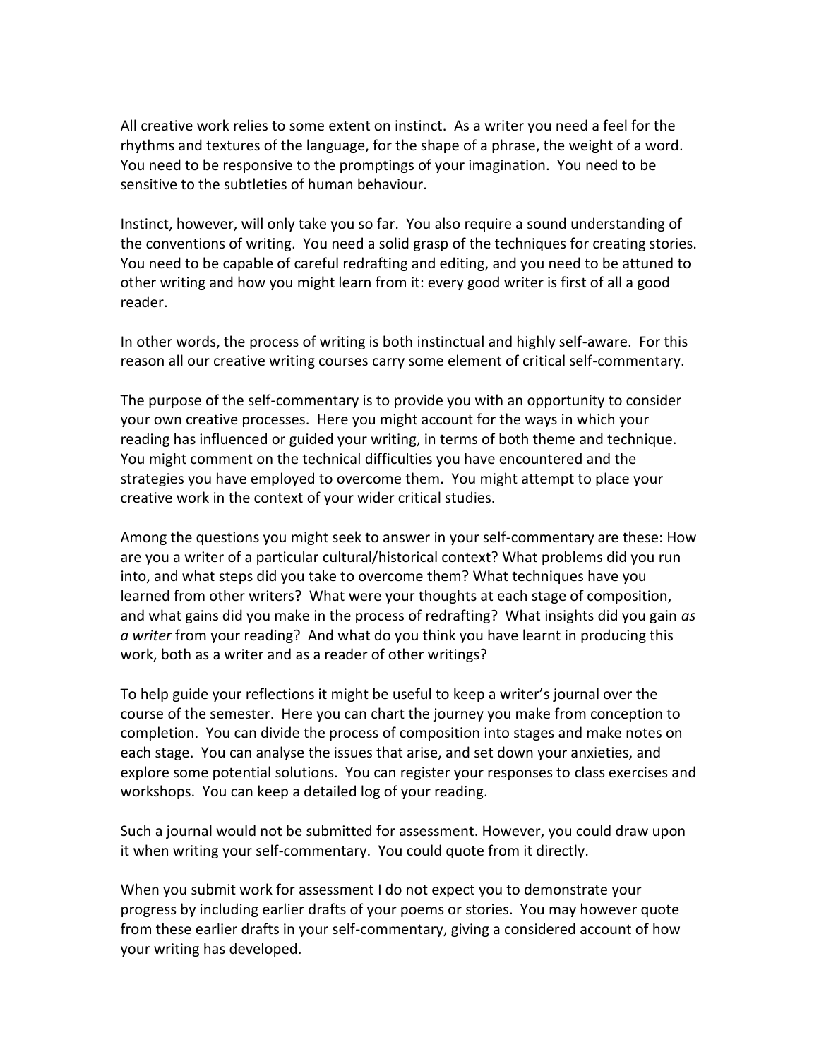All creative work relies to some extent on instinct. As a writer you need a feel for the rhythms and textures of the language, for the shape of a phrase, the weight of a word. You need to be responsive to the promptings of your imagination. You need to be sensitive to the subtleties of human behaviour.

Instinct, however, will only take you so far. You also require a sound understanding of the conventions of writing. You need a solid grasp of the techniques for creating stories. You need to be capable of careful redrafting and editing, and you need to be attuned to other writing and how you might learn from it: every good writer is first of all a good reader.

In other words, the process of writing is both instinctual and highly self-aware. For this reason all our creative writing courses carry some element of critical self-commentary.

The purpose of the self-commentary is to provide you with an opportunity to consider your own creative processes. Here you might account for the ways in which your reading has influenced or guided your writing, in terms of both theme and technique. You might comment on the technical difficulties you have encountered and the strategies you have employed to overcome them. You might attempt to place your creative work in the context of your wider critical studies.

Among the questions you might seek to answer in your self-commentary are these: How are you a writer of a particular cultural/historical context? What problems did you run into, and what steps did you take to overcome them? What techniques have you learned from other writers? What were your thoughts at each stage of composition, and what gains did you make in the process of redrafting? What insights did you gain *as a writer* from your reading? And what do you think you have learnt in producing this work, both as a writer and as a reader of other writings?

To help guide your reflections it might be useful to keep a writer's journal over the course of the semester. Here you can chart the journey you make from conception to completion. You can divide the process of composition into stages and make notes on each stage. You can analyse the issues that arise, and set down your anxieties, and explore some potential solutions. You can register your responses to class exercises and workshops. You can keep a detailed log of your reading.

Such a journal would not be submitted for assessment. However, you could draw upon it when writing your self-commentary. You could quote from it directly.

When you submit work for assessment I do not expect you to demonstrate your progress by including earlier drafts of your poems or stories. You may however quote from these earlier drafts in your self-commentary, giving a considered account of how your writing has developed.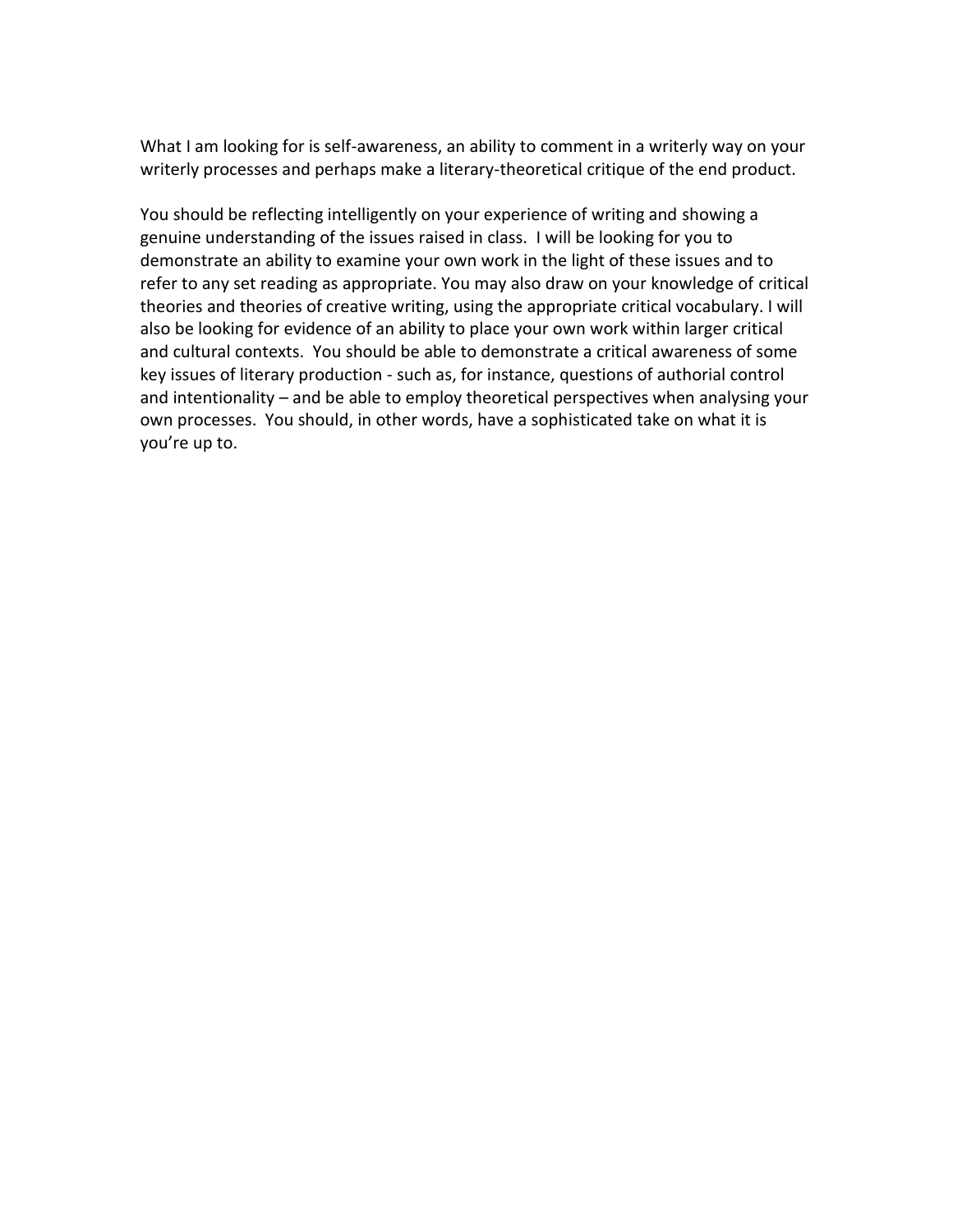What I am looking for is self-awareness, an ability to comment in a writerly way on your writerly processes and perhaps make a literary-theoretical critique of the end product.

You should be reflecting intelligently on your experience of writing and showing a genuine understanding of the issues raised in class. I will be looking for you to demonstrate an ability to examine your own work in the light of these issues and to refer to any set reading as appropriate. You may also draw on your knowledge of critical theories and theories of creative writing, using the appropriate critical vocabulary. I will also be looking for evidence of an ability to place your own work within larger critical and cultural contexts. You should be able to demonstrate a critical awareness of some key issues of literary production - such as, for instance, questions of authorial control and intentionality – and be able to employ theoretical perspectives when analysing your own processes. You should, in other words, have a sophisticated take on what it is you're up to.